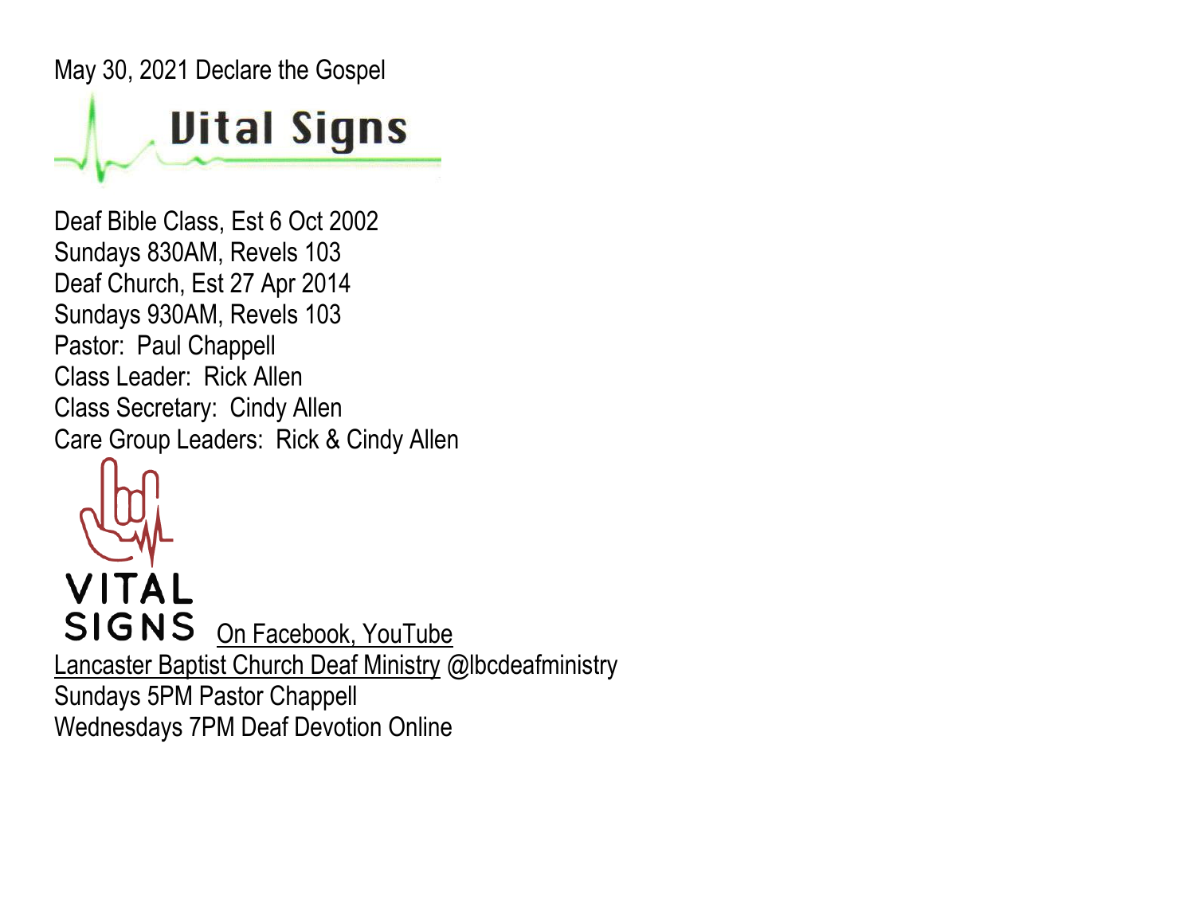May 30, 2021 Declare the Gospel

Vital Signs

Deaf Bible Class, Est 6 Oct 2002
Sundays 830AM, Revels 103
Deaf Church, Est 27 Apr 2014
Sundays 930AM, Revels 103
Pastor:  Paul Chappell
Class Leader:  Rick Allen
Class Secretary:  Cindy Allen
Care Group Leaders:  Rick & Cindy Allen

VITAL SIGNS On Facebook, YouTube
Lancaster Baptist Church Deaf Ministry @lbcdeafministry
Sundays 5PM Pastor Chappell
Wednesdays 7PM Deaf Devotion Online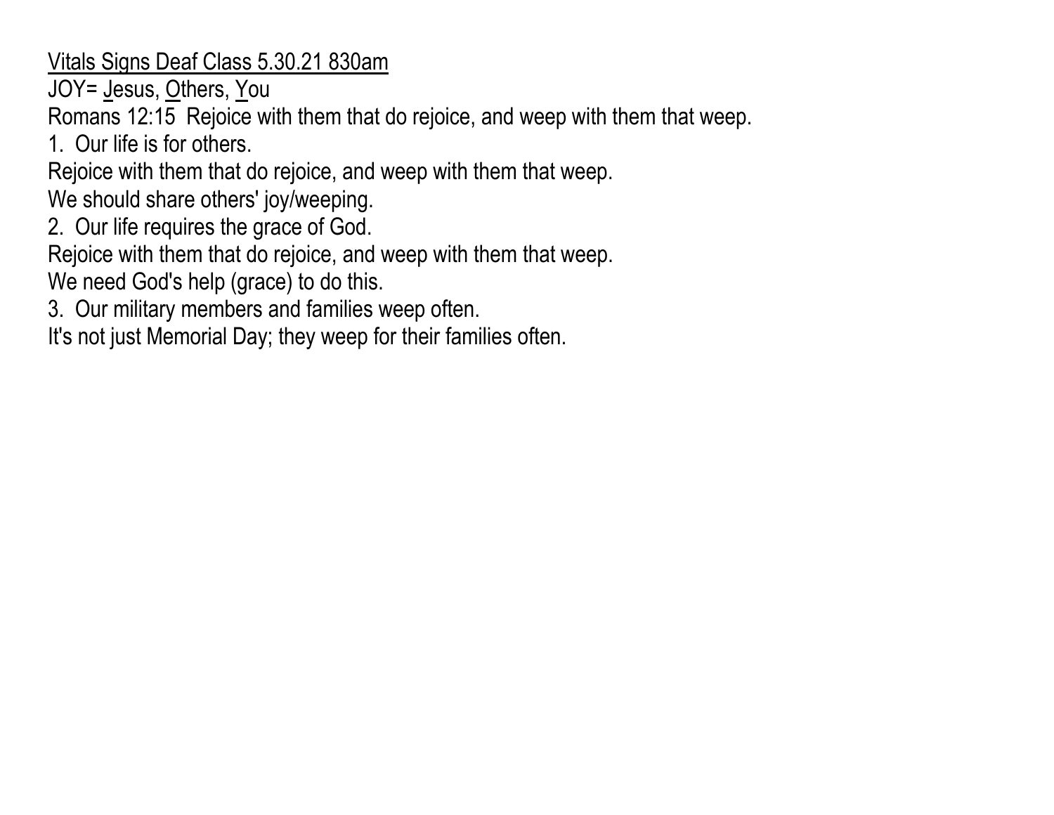<u>Vitals Signs Deaf Class 5.30.21 830am</u>

JOY= <u>J</u>esus, <u>O</u>thers, <u>Y</u>ou

Romans 12:15 Rejoice with them that do rejoice, and weep with them that weep.

1. Our life is for others.

Rejoice with them that do rejoice, and weep with them that weep.

We should share others' joy/weeping.

2. Our life requires the grace of God.

Rejoice with them that do rejoice, and weep with them that weep.

We need God's help (grace) to do this.

3. Our military members and families weep often.

It's not just Memorial Day; they weep for their families often.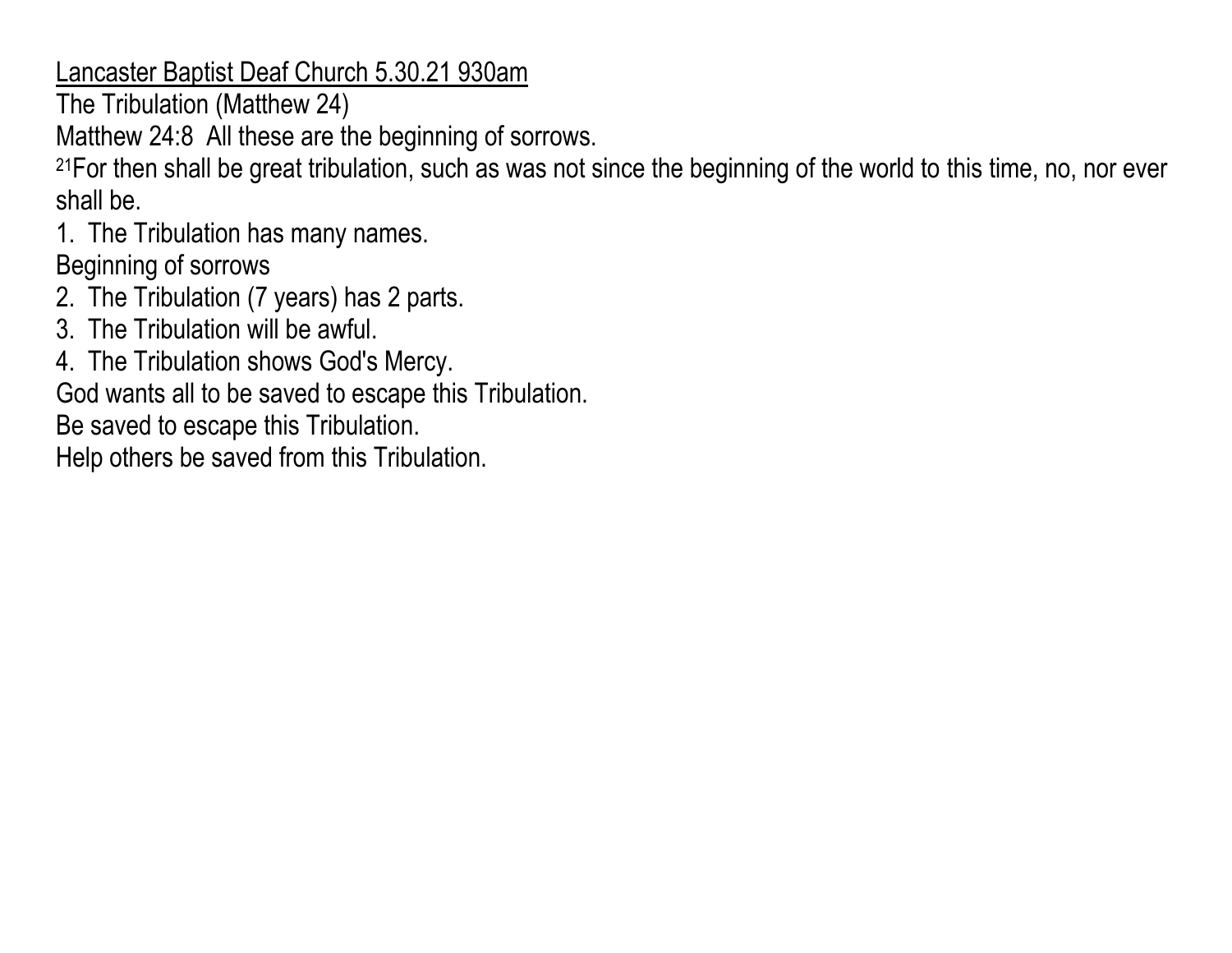<u>Lancaster Baptist Deaf Church 5.30.21 930am</u>

The Tribulation (Matthew 24)

Matthew 24:8  All these are the beginning of sorrows.

[21]For then shall be great tribulation, such as was not since the beginning of the world to this time, no, nor ever shall be.

1. The Tribulation has many names.

Beginning of sorrows

2. The Tribulation (7 years) has 2 parts.
3. The Tribulation will be awful.
4. The Tribulation shows God's Mercy.

God wants all to be saved to escape this Tribulation.

Be saved to escape this Tribulation.

Help others be saved from this Tribulation.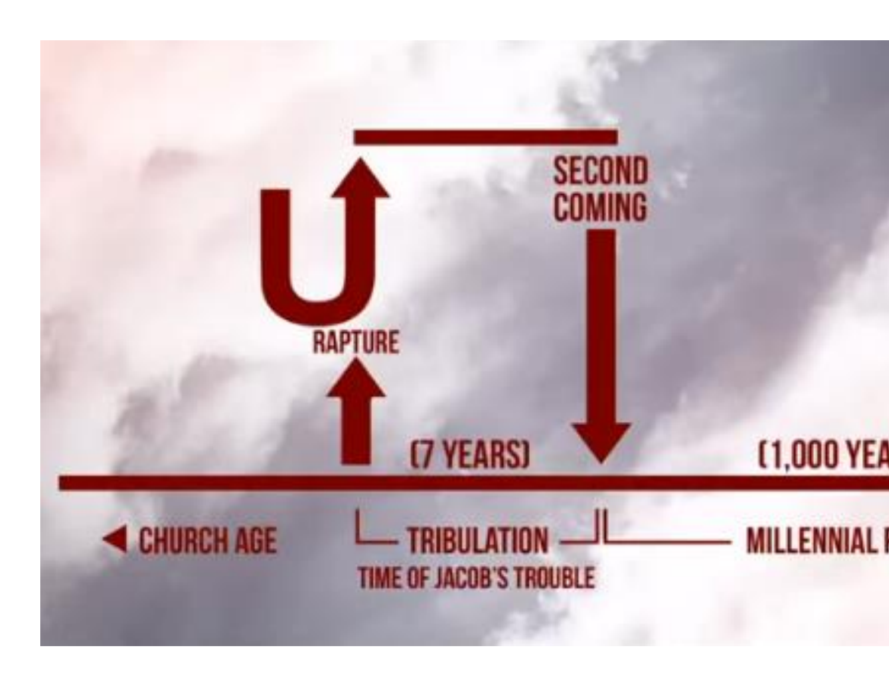RAPTURE

SECOND COMING

(7 YEARS)

(1,000 YEA

◀ CHURCH AGE

TRIBULATION

TIME OF JACOB'S TROUBLE

MILLENNIAL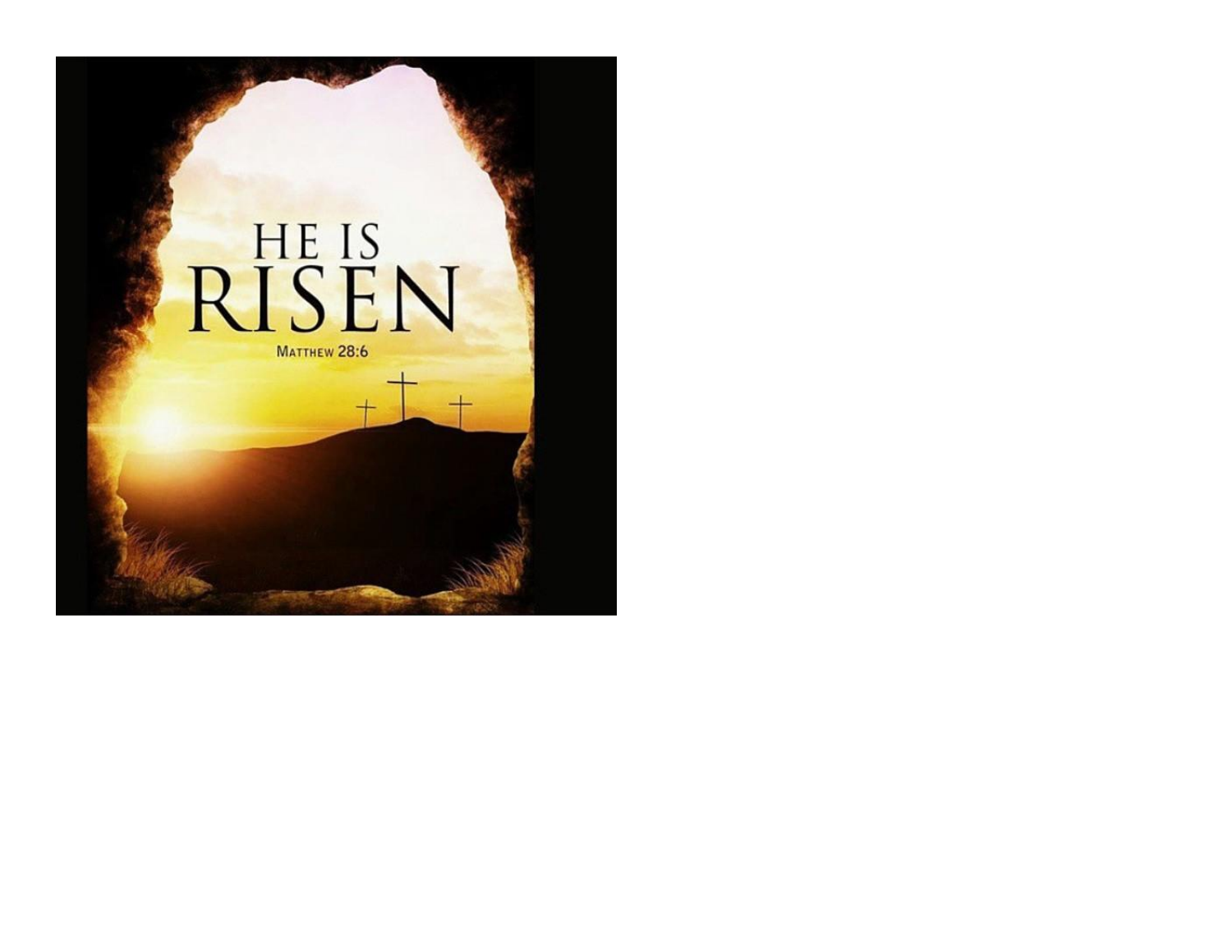HE IS

RISEN

MATTHEW 28:6